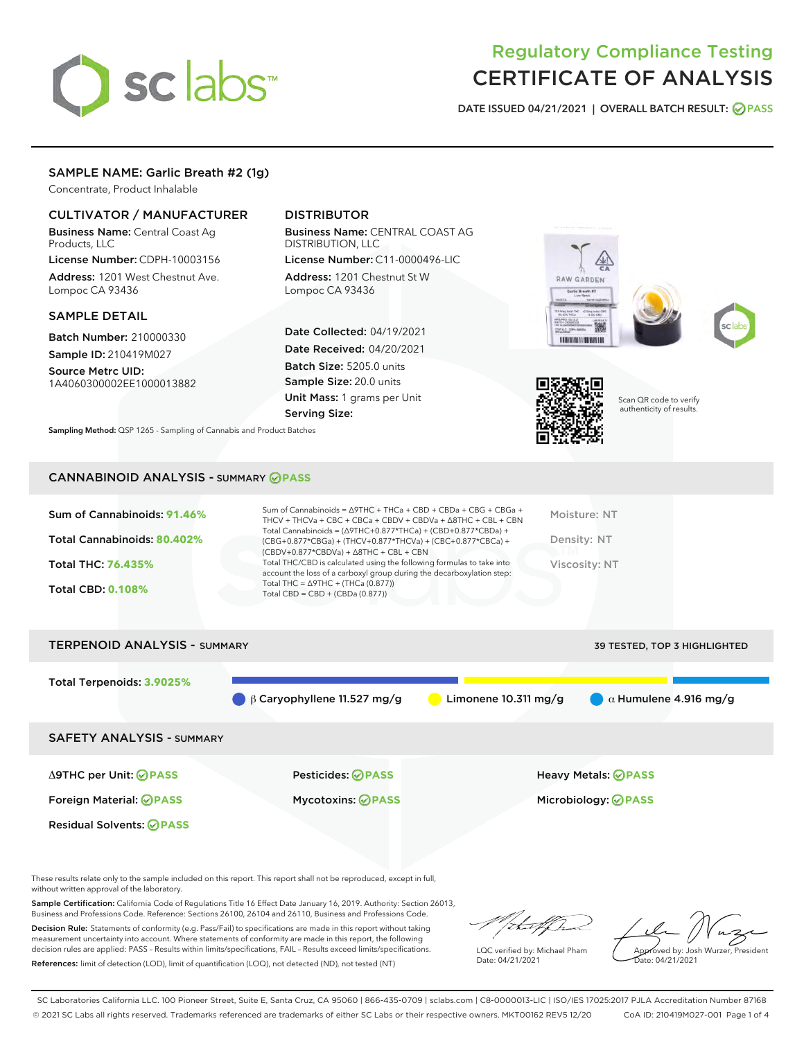# Regulatory Compliance Testing
# CERTIFICATE OF ANALYSIS

DATE ISSUED 04/21/2021 | OVERALL BATCH RESULT: PASS

## SAMPLE NAME: Garlic Breath #2 (1g)

Concentrate, Product Inhalable

### CULTIVATOR / MANUFACTURER

**Business Name:** Central Coast Ag Products, LLC

**License Number:** CDPH-10003156

**Address:** 1201 West Chestnut Ave. Lompoc CA 93436

### DISTRIBUTOR

**Business Name:** CENTRAL COAST AG DISTRIBUTION, LLC

**License Number:** C11-0000496-LIC

**Address:** 1201 Chestnut St W Lompoc CA 93436

### SAMPLE DETAIL

**Batch Number:** 210000330

**Sample ID:** 210419M027

**Source Metrc UID:** 1A4060300002EE1000013882

**Date Collected:** 04/19/2021

**Date Received:** 04/20/2021

**Batch Size:** 5205.0 units

**Sample Size:** 20.0 units

**Unit Mass:** 1 grams per Unit

**Serving Size:**

**Sampling Method:** QSP 1265 - Sampling of Cannabis and Product Batches

Scan QR code to verify authenticity of results.

## CANNABINOID ANALYSIS - SUMMARY PASS

Sum of Cannabinoids: **91.46%**

Total Cannabinoids: **80.402%**

Total THC: **76.435%**

Total CBD: **0.108%**

Sum of Cannabinoids = Δ9THC + THCa + CBD + CBDa + CBG + CBGa + THCV + THCVa + CBC + CBCa + CBDV + CBDVa + Δ8THC + CBL + CBN

Total Cannabinoids = (Δ9THC+0.877*THCa) + (CBD+0.877*CBDa) + (CBG+0.877*CBGa) + (THCV+0.877*THCVa) + (CBC+0.877*CBCa) + (CBDV+0.877*CBDVa) + Δ8THC + CBL + CBN

Total THC/CBD is calculated using the following formulas to take into account the loss of a carboxyl group during the decarboxylation step:

Total THC = Δ9THC + (THCa (0.877))

Total CBD = CBD + (CBDa (0.877))

Moisture: NT

Density: NT

Viscosity: NT

## TERPENOID ANALYSIS - SUMMARY

39 TESTED, TOP 3 HIGHLIGHTED

Total Terpenoids: **3.9025%**

β Caryophyllene 11.527 mg/g | Limonene 10.311 mg/g | α Humulene 4.916 mg/g

## SAFETY ANALYSIS - SUMMARY

Δ9THC per Unit: PASS

Pesticides: PASS

Heavy Metals: PASS

Foreign Material: PASS

Mycotoxins: PASS

Microbiology: PASS

Residual Solvents: PASS

These results relate only to the sample included on this report. This report shall not be reproduced, except in full, without written approval of the laboratory.

**Sample Certification:** California Code of Regulations Title 16 Effect Date January 16, 2019. Authority: Section 26013, Business and Professions Code. Reference: Sections 26100, 26104 and 26110, Business and Professions Code.

**Decision Rule:** Statements of conformity (e.g. Pass/Fail) to specifications are made in this report without taking measurement uncertainty into account. Where statements of conformity are made in this report, the following decision rules are applied: PASS - Results within limits/specifications, FAIL - Results exceed limits/specifications.

**References:** limit of detection (LOD), limit of quantification (LOQ), not detected (ND), not tested (NT)

LQC verified by: Michael Pham
Date: 04/21/2021

Approved by: Josh Wurzer, President
Date: 04/21/2021

SC Laboratories California LLC. 100 Pioneer Street, Suite E, Santa Cruz, CA 95060 | 866-435-0709 | sclabs.com | C8-0000013-LIC | ISO/IES 17025:2017 PJLA Accreditation Number 87168
© 2021 SC Labs all rights reserved. Trademarks referenced are trademarks of either SC Labs or their respective owners. MKT00162 REV5 12/20 CoA ID: 210419M027-001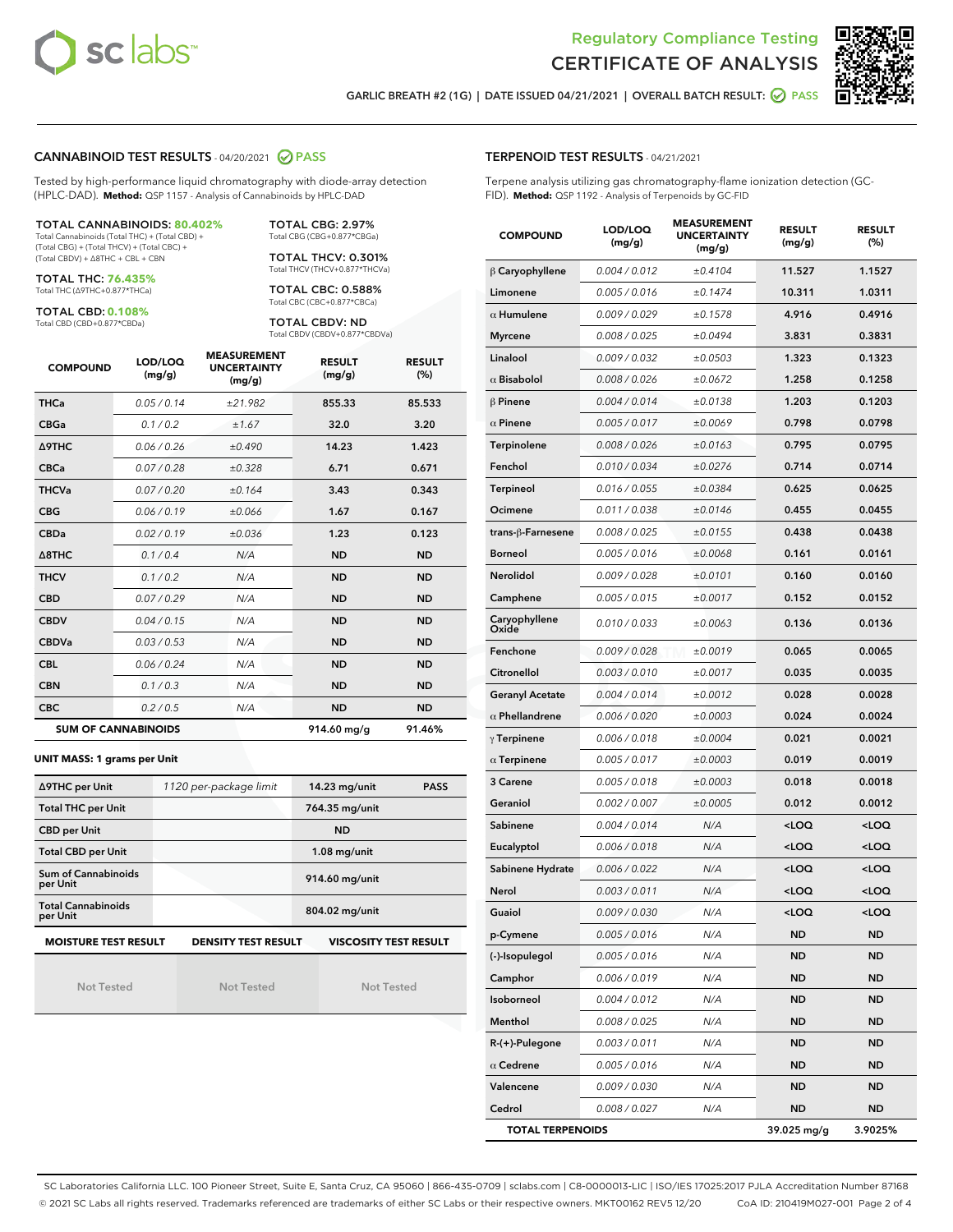Regulatory Compliance Testing

# CERTIFICATE OF ANALYSIS

GARLIC BREATH #2 (1G) | DATE ISSUED 04/21/2021 | OVERALL BATCH RESULT: PASS

## CANNABINOID TEST RESULTS - 04/20/2021 PASS

Tested by high-performance liquid chromatography with diode-array detection (HPLC-DAD). **Method:** QSP 1157 - Analysis of Cannabinoids by HPLC-DAD

**TOTAL CANNABINOIDS: 80.402%**
Total Cannabinoids (Total THC) + (Total CBD) + (Total CBG) + (Total THCV) + (Total CBC) + (Total CBDV) + Δ8THC + CBL + CBN

**TOTAL THC: 76.435%**
Total THC (Δ9THC+0.877*THCa)

**TOTAL CBD: 0.108%**
Total CBD (CBD+0.877*CBDa)

**TOTAL CBG: 2.97%**
Total CBG (CBG+0.877*CBGa)

**TOTAL THCV: 0.301%**
Total THCV (THCV+0.877*THCVa)

**TOTAL CBC: 0.588%**
Total CBC (CBC+0.877*CBCa)

**TOTAL CBDV: ND**
Total CBDV (CBDV+0.877*CBDVa)

| COMPOUND | LOD/LOQ (mg/g) | MEASUREMENT UNCERTAINTY (mg/g) | RESULT (mg/g) | RESULT (%) |
|---|---|---|---|---|
| THCa | 0.05 / 0.14 | ±21.982 | 855.33 | 85.533 |
| CBGa | 0.1 / 0.2 | ±1.67 | 32.0 | 3.20 |
| Δ9THC | 0.06 / 0.26 | ±0.490 | 14.23 | 1.423 |
| CBCa | 0.07 / 0.28 | ±0.328 | 6.71 | 0.671 |
| THCVa | 0.07 / 0.20 | ±0.164 | 3.43 | 0.343 |
| CBG | 0.06 / 0.19 | ±0.066 | 1.67 | 0.167 |
| CBDa | 0.02 / 0.19 | ±0.036 | 1.23 | 0.123 |
| Δ8THC | 0.1 / 0.4 | N/A | ND | ND |
| THCV | 0.1 / 0.2 | N/A | ND | ND |
| CBD | 0.07 / 0.29 | N/A | ND | ND |
| CBDV | 0.04 / 0.15 | N/A | ND | ND |
| CBDVa | 0.03 / 0.53 | N/A | ND | ND |
| CBL | 0.06 / 0.24 | N/A | ND | ND |
| CBN | 0.1 / 0.3 | N/A | ND | ND |
| CBC | 0.2 / 0.5 | N/A | ND | ND |
| **SUM OF CANNABINOIDS** | | | 914.60 mg/g | 91.46% |

**UNIT MASS: 1 grams per Unit**

| | | | |
|---|---|---|---|
| Δ9THC per Unit | 1120 per-package limit | 14.23 mg/unit | PASS |
| Total THC per Unit | | 764.35 mg/unit | |
| CBD per Unit | | ND | |
| Total CBD per Unit | | 1.08 mg/unit | |
| Sum of Cannabinoids per Unit | | 914.60 mg/unit | |
| Total Cannabinoids per Unit | | 804.02 mg/unit | |

| MOISTURE TEST RESULT | DENSITY TEST RESULT | VISCOSITY TEST RESULT |
|---|---|---|
| Not Tested | Not Tested | Not Tested |

## TERPENOID TEST RESULTS - 04/21/2021

Terpene analysis utilizing gas chromatography-flame ionization detection (GC-FID). **Method:** QSP 1192 - Analysis of Terpenoids by GC-FID

| COMPOUND | LOD/LOQ (mg/g) | MEASUREMENT UNCERTAINTY (mg/g) | RESULT (mg/g) | RESULT (%) |
|---|---|---|---|---|
| β Caryophyllene | 0.004 / 0.012 | ±0.4104 | 11.527 | 1.1527 |
| Limonene | 0.005 / 0.016 | ±0.1474 | 10.311 | 1.0311 |
| α Humulene | 0.009 / 0.029 | ±0.1578 | 4.916 | 0.4916 |
| Myrcene | 0.008 / 0.025 | ±0.0494 | 3.831 | 0.3831 |
| Linalool | 0.009 / 0.032 | ±0.0503 | 1.323 | 0.1323 |
| α Bisabolol | 0.008 / 0.026 | ±0.0672 | 1.258 | 0.1258 |
| β Pinene | 0.004 / 0.014 | ±0.0138 | 1.203 | 0.1203 |
| α Pinene | 0.005 / 0.017 | ±0.0069 | 0.798 | 0.0798 |
| Terpinolene | 0.008 / 0.026 | ±0.0163 | 0.795 | 0.0795 |
| Fenchol | 0.010 / 0.034 | ±0.0276 | 0.714 | 0.0714 |
| Terpineol | 0.016 / 0.055 | ±0.0384 | 0.625 | 0.0625 |
| Ocimene | 0.011 / 0.038 | ±0.0146 | 0.455 | 0.0455 |
| trans-β-Farnesene | 0.008 / 0.025 | ±0.0155 | 0.438 | 0.0438 |
| Borneol | 0.005 / 0.016 | ±0.0068 | 0.161 | 0.0161 |
| Nerolidol | 0.009 / 0.028 | ±0.0101 | 0.160 | 0.0160 |
| Camphene | 0.005 / 0.015 | ±0.0017 | 0.152 | 0.0152 |
| Caryophyllene Oxide | 0.010 / 0.033 | ±0.0063 | 0.136 | 0.0136 |
| Fenchone | 0.009 / 0.028 | ±0.0019 | 0.065 | 0.0065 |
| Citronellol | 0.003 / 0.010 | ±0.0017 | 0.035 | 0.0035 |
| Geranyl Acetate | 0.004 / 0.014 | ±0.0012 | 0.028 | 0.0028 |
| α Phellandrene | 0.006 / 0.020 | ±0.0003 | 0.024 | 0.0024 |
| γ Terpinene | 0.006 / 0.018 | ±0.0004 | 0.021 | 0.0021 |
| α Terpinene | 0.005 / 0.017 | ±0.0003 | 0.019 | 0.0019 |
| 3 Carene | 0.005 / 0.018 | ±0.0003 | 0.018 | 0.0018 |
| Geraniol | 0.002 / 0.007 | ±0.0005 | 0.012 | 0.0012 |
| Sabinene | 0.004 / 0.014 | N/A | <LOQ | <LOQ |
| Eucalyptol | 0.006 / 0.018 | N/A | <LOQ | <LOQ |
| Sabinene Hydrate | 0.006 / 0.022 | N/A | <LOQ | <LOQ |
| Nerol | 0.003 / 0.011 | N/A | <LOQ | <LOQ |
| Guaiol | 0.009 / 0.030 | N/A | <LOQ | <LOQ |
| p-Cymene | 0.005 / 0.016 | N/A | ND | ND |
| (-)-Isopulegol | 0.005 / 0.016 | N/A | ND | ND |
| Camphor | 0.006 / 0.019 | N/A | ND | ND |
| Isoborneol | 0.004 / 0.012 | N/A | ND | ND |
| Menthol | 0.008 / 0.025 | N/A | ND | ND |
| R-(+)-Pulegone | 0.003 / 0.011 | N/A | ND | ND |
| α Cedrene | 0.005 / 0.016 | N/A | ND | ND |
| Valencene | 0.009 / 0.030 | N/A | ND | ND |
| Cedrol | 0.008 / 0.027 | N/A | ND | ND |
| **TOTAL TERPENOIDS** | | | 39.025 mg/g | 3.9025% |

SC Laboratories California LLC. 100 Pioneer Street, Suite E, Santa Cruz, CA 95060 | 866-435-0709 | sclabs.com | C8-0000013-LIC | ISO/IES 17025:2017 PJLA Accreditation Number 87168
© 2021 SC Labs all rights reserved. Trademarks referenced are trademarks of either SC Labs or their respective owners. MKT00162 REV5 12/20 CoA ID: 210419M027-001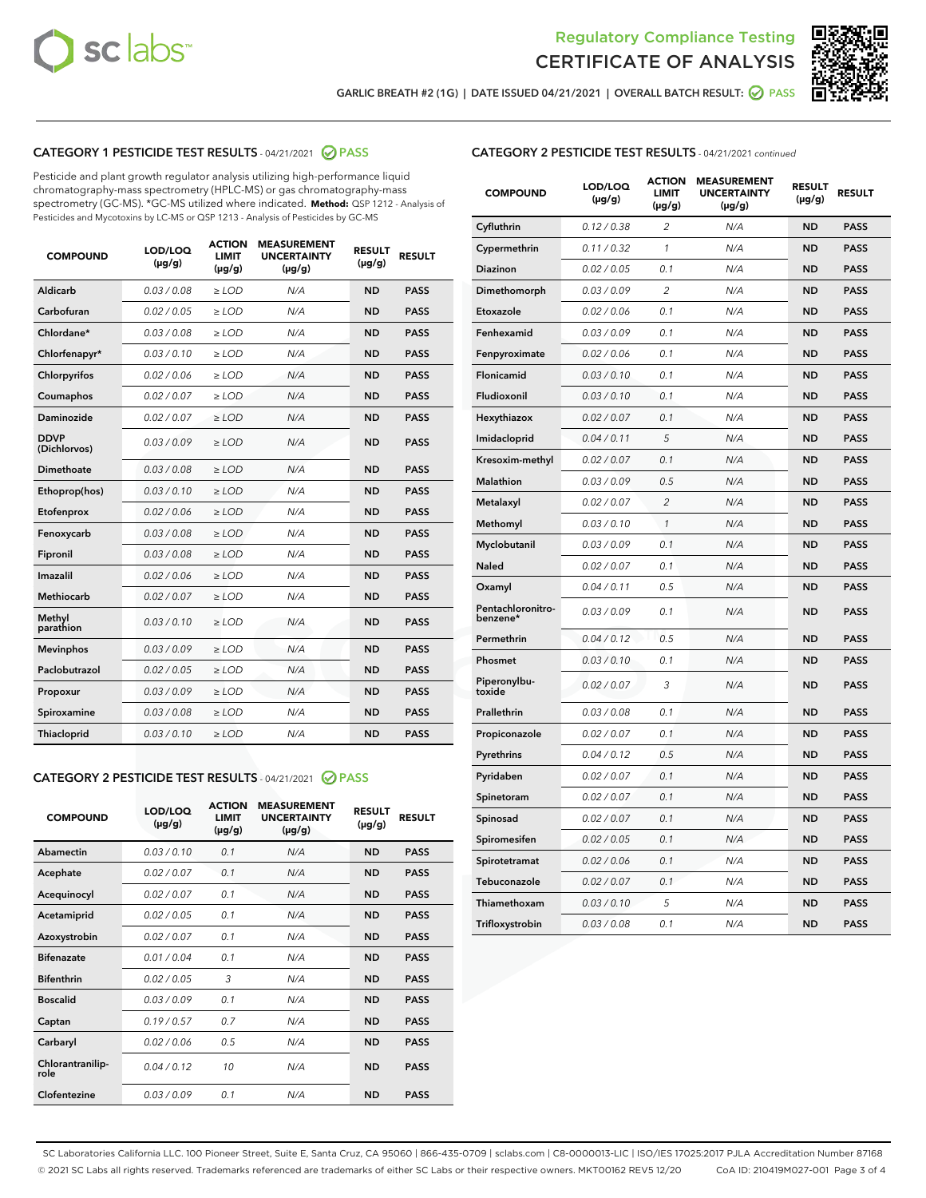Regulatory Compliance Testing
CERTIFICATE OF ANALYSIS

GARLIC BREATH #2 (1G) | DATE ISSUED 04/21/2021 | OVERALL BATCH RESULT: PASS

## CATEGORY 1 PESTICIDE TEST RESULTS - 04/21/2021 PASS

Pesticide and plant growth regulator analysis utilizing high-performance liquid chromatography-mass spectrometry (HPLC-MS) or gas chromatography-mass spectrometry (GC-MS). *GC-MS utilized where indicated. **Method:** QSP 1212 - Analysis of Pesticides and Mycotoxins by LC-MS or QSP 1213 - Analysis of Pesticides by GC-MS

| COMPOUND | LOD/LOQ (µg/g) | ACTION LIMIT (µg/g) | MEASUREMENT UNCERTAINTY (µg/g) | RESULT (µg/g) | RESULT |
|---|---|---|---|---|---|
| Aldicarb | 0.03 / 0.08 | ≥ LOD | N/A | ND | PASS |
| Carbofuran | 0.02 / 0.05 | ≥ LOD | N/A | ND | PASS |
| Chlordane* | 0.03 / 0.08 | ≥ LOD | N/A | ND | PASS |
| Chlorfenapyr* | 0.03 / 0.10 | ≥ LOD | N/A | ND | PASS |
| Chlorpyrifos | 0.02 / 0.06 | ≥ LOD | N/A | ND | PASS |
| Coumaphos | 0.02 / 0.07 | ≥ LOD | N/A | ND | PASS |
| Daminozide | 0.02 / 0.07 | ≥ LOD | N/A | ND | PASS |
| DDVP (Dichlorvos) | 0.03 / 0.09 | ≥ LOD | N/A | ND | PASS |
| Dimethoate | 0.03 / 0.08 | ≥ LOD | N/A | ND | PASS |
| Ethoprop(hos) | 0.03 / 0.10 | ≥ LOD | N/A | ND | PASS |
| Etofenprox | 0.02 / 0.06 | ≥ LOD | N/A | ND | PASS |
| Fenoxycarb | 0.03 / 0.08 | ≥ LOD | N/A | ND | PASS |
| Fipronil | 0.03 / 0.08 | ≥ LOD | N/A | ND | PASS |
| Imazalil | 0.02 / 0.06 | ≥ LOD | N/A | ND | PASS |
| Methiocarb | 0.02 / 0.07 | ≥ LOD | N/A | ND | PASS |
| Methyl parathion | 0.03 / 0.10 | ≥ LOD | N/A | ND | PASS |
| Mevinphos | 0.03 / 0.09 | ≥ LOD | N/A | ND | PASS |
| Paclobutrazol | 0.02 / 0.05 | ≥ LOD | N/A | ND | PASS |
| Propoxur | 0.03 / 0.09 | ≥ LOD | N/A | ND | PASS |
| Spiroxamine | 0.03 / 0.08 | ≥ LOD | N/A | ND | PASS |
| Thiacloprid | 0.03 / 0.10 | ≥ LOD | N/A | ND | PASS |

## CATEGORY 2 PESTICIDE TEST RESULTS - 04/21/2021 PASS

| COMPOUND | LOD/LOQ (µg/g) | ACTION LIMIT (µg/g) | MEASUREMENT UNCERTAINTY (µg/g) | RESULT (µg/g) | RESULT |
|---|---|---|---|---|---|
| Abamectin | 0.03 / 0.10 | 0.1 | N/A | ND | PASS |
| Acephate | 0.02 / 0.07 | 0.1 | N/A | ND | PASS |
| Acequinocyl | 0.02 / 0.07 | 0.1 | N/A | ND | PASS |
| Acetamiprid | 0.02 / 0.05 | 0.1 | N/A | ND | PASS |
| Azoxystrobin | 0.02 / 0.07 | 0.1 | N/A | ND | PASS |
| Bifenazate | 0.01 / 0.04 | 0.1 | N/A | ND | PASS |
| Bifenthrin | 0.02 / 0.05 | 3 | N/A | ND | PASS |
| Boscalid | 0.03 / 0.09 | 0.1 | N/A | ND | PASS |
| Captan | 0.19 / 0.57 | 0.7 | N/A | ND | PASS |
| Carbaryl | 0.02 / 0.06 | 0.5 | N/A | ND | PASS |
| Chlorantraniliprole | 0.04 / 0.12 | 10 | N/A | ND | PASS |
| Clofentezine | 0.03 / 0.09 | 0.1 | N/A | ND | PASS |
| Cyfluthrin | 0.12 / 0.38 | 2 | N/A | ND | PASS |
| Cypermethrin | 0.11 / 0.32 | 1 | N/A | ND | PASS |
| Diazinon | 0.02 / 0.05 | 0.1 | N/A | ND | PASS |
| Dimethomorph | 0.03 / 0.09 | 2 | N/A | ND | PASS |
| Etoxazole | 0.02 / 0.06 | 0.1 | N/A | ND | PASS |
| Fenhexamid | 0.03 / 0.09 | 0.1 | N/A | ND | PASS |
| Fenpyroximate | 0.02 / 0.06 | 0.1 | N/A | ND | PASS |
| Flonicamid | 0.03 / 0.10 | 0.1 | N/A | ND | PASS |
| Fludioxonil | 0.03 / 0.10 | 0.1 | N/A | ND | PASS |
| Hexythiazox | 0.02 / 0.07 | 0.1 | N/A | ND | PASS |
| Imidacloprid | 0.04 / 0.11 | 5 | N/A | ND | PASS |
| Kresoxim-methyl | 0.02 / 0.07 | 0.1 | N/A | ND | PASS |
| Malathion | 0.03 / 0.09 | 0.5 | N/A | ND | PASS |
| Metalaxyl | 0.02 / 0.07 | 2 | N/A | ND | PASS |
| Methomyl | 0.03 / 0.10 | 1 | N/A | ND | PASS |
| Myclobutanil | 0.03 / 0.09 | 0.1 | N/A | ND | PASS |
| Naled | 0.02 / 0.07 | 0.1 | N/A | ND | PASS |
| Oxamyl | 0.04 / 0.11 | 0.5 | N/A | ND | PASS |
| Pentachloronitrobenzene* | 0.03 / 0.09 | 0.1 | N/A | ND | PASS |
| Permethrin | 0.04 / 0.12 | 0.5 | N/A | ND | PASS |
| Phosmet | 0.03 / 0.10 | 0.1 | N/A | ND | PASS |
| Piperonylbutoxide | 0.02 / 0.07 | 3 | N/A | ND | PASS |
| Prallethrin | 0.03 / 0.08 | 0.1 | N/A | ND | PASS |
| Propiconazole | 0.02 / 0.07 | 0.1 | N/A | ND | PASS |
| Pyrethrins | 0.04 / 0.12 | 0.5 | N/A | ND | PASS |
| Pyridaben | 0.02 / 0.07 | 0.1 | N/A | ND | PASS |
| Spinetoram | 0.02 / 0.07 | 0.1 | N/A | ND | PASS |
| Spinosad | 0.02 / 0.07 | 0.1 | N/A | ND | PASS |
| Spiromesifen | 0.02 / 0.05 | 0.1 | N/A | ND | PASS |
| Spirotetramat | 0.02 / 0.06 | 0.1 | N/A | ND | PASS |
| Tebuconazole | 0.02 / 0.07 | 0.1 | N/A | ND | PASS |
| Thiamethoxam | 0.03 / 0.10 | 5 | N/A | ND | PASS |
| Trifloxystrobin | 0.03 / 0.08 | 0.1 | N/A | ND | PASS |

SC Laboratories California LLC. 100 Pioneer Street, Suite E, Santa Cruz, CA 95060 | 866-435-0709 | sclabs.com | C8-0000013-LIC | ISO/IES 17025:2017 PJLA Accreditation Number 87168
© 2021 SC Labs all rights reserved. Trademarks referenced are trademarks of either SC Labs or their respective owners. MKT00162 REV5 12/20 CoA ID: 210419M027-001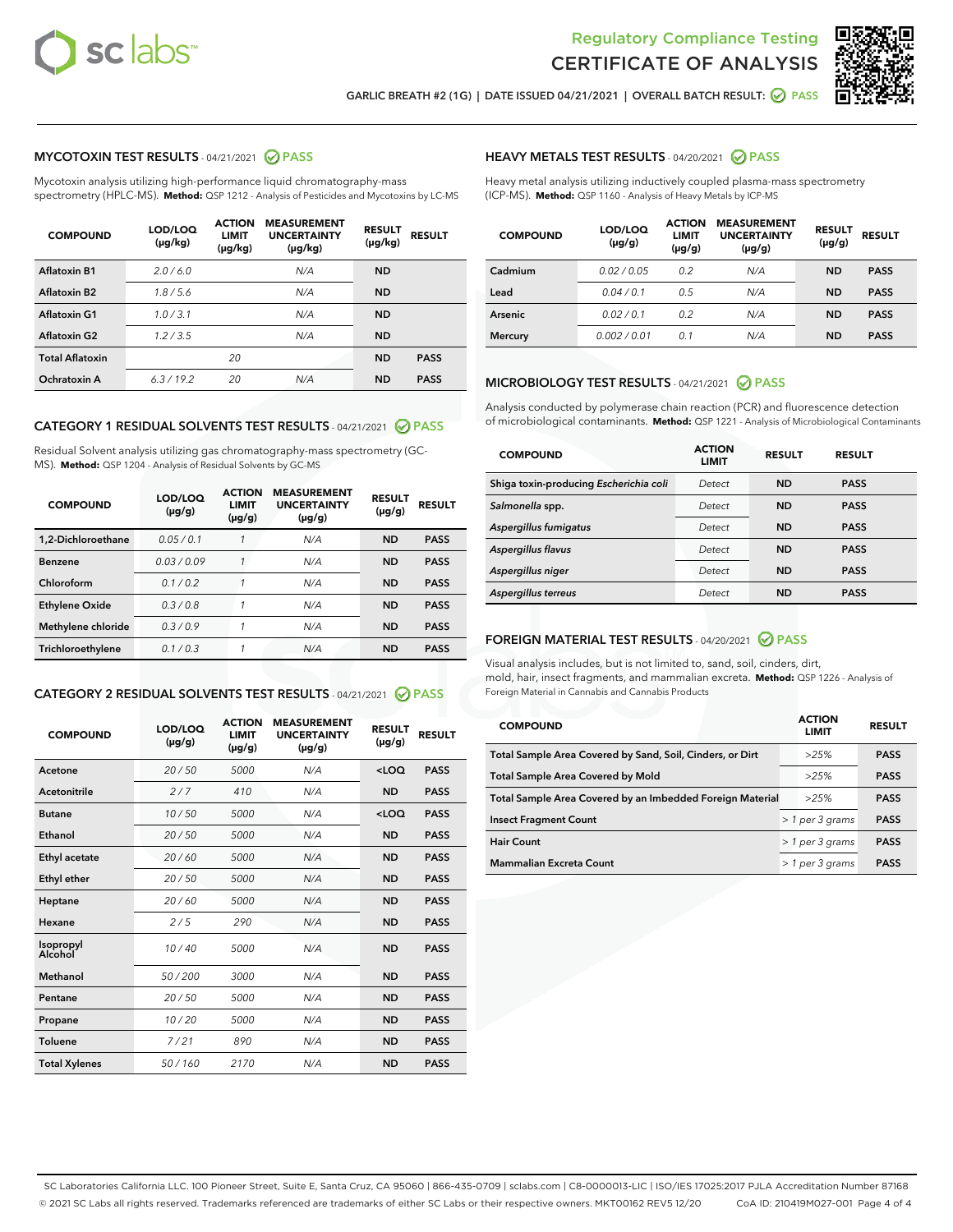Regulatory Compliance Testing
# CERTIFICATE OF ANALYSIS

GARLIC BREATH #2 (1G) | DATE ISSUED 04/21/2021 | OVERALL BATCH RESULT: PASS

## MYCOTOXIN TEST RESULTS - 04/21/2021 PASS

Mycotoxin analysis utilizing high-performance liquid chromatography-mass spectrometry (HPLC-MS). **Method:** QSP 1212 - Analysis of Pesticides and Mycotoxins by LC-MS

| COMPOUND | LOD/LOQ (µg/kg) | ACTION LIMIT (µg/kg) | MEASUREMENT UNCERTAINTY (µg/kg) | RESULT (µg/kg) | RESULT |
|---|---|---|---|---|---|
| Aflatoxin B1 | 2.0 / 6.0 | | N/A | ND | |
| Aflatoxin B2 | 1.8 / 5.6 | | N/A | ND | |
| Aflatoxin G1 | 1.0 / 3.1 | | N/A | ND | |
| Aflatoxin G2 | 1.2 / 3.5 | | N/A | ND | |
| Total Aflatoxin | | 20 | | ND | PASS |
| Ochratoxin A | 6.3 / 19.2 | 20 | N/A | ND | PASS |

## CATEGORY 1 RESIDUAL SOLVENTS TEST RESULTS - 04/21/2021 PASS

Residual Solvent analysis utilizing gas chromatography-mass spectrometry (GC-MS). **Method:** QSP 1204 - Analysis of Residual Solvents by GC-MS

| COMPOUND | LOD/LOQ (µg/g) | ACTION LIMIT (µg/g) | MEASUREMENT UNCERTAINTY (µg/g) | RESULT (µg/g) | RESULT |
|---|---|---|---|---|---|
| 1,2-Dichloroethane | 0.05 / 0.1 | 1 | N/A | ND | PASS |
| Benzene | 0.03 / 0.09 | 1 | N/A | ND | PASS |
| Chloroform | 0.1 / 0.2 | 1 | N/A | ND | PASS |
| Ethylene Oxide | 0.3 / 0.8 | 1 | N/A | ND | PASS |
| Methylene chloride | 0.3 / 0.9 | 1 | N/A | ND | PASS |
| Trichloroethylene | 0.1 / 0.3 | 1 | N/A | ND | PASS |

## CATEGORY 2 RESIDUAL SOLVENTS TEST RESULTS - 04/21/2021 PASS

| COMPOUND | LOD/LOQ (µg/g) | ACTION LIMIT (µg/g) | MEASUREMENT UNCERTAINTY (µg/g) | RESULT (µg/g) | RESULT |
|---|---|---|---|---|---|
| Acetone | 20 / 50 | 5000 | N/A | <LOQ | PASS |
| Acetonitrile | 2 / 7 | 410 | N/A | ND | PASS |
| Butane | 10 / 50 | 5000 | N/A | <LOQ | PASS |
| Ethanol | 20 / 50 | 5000 | N/A | ND | PASS |
| Ethyl acetate | 20 / 60 | 5000 | N/A | ND | PASS |
| Ethyl ether | 20 / 50 | 5000 | N/A | ND | PASS |
| Heptane | 20 / 60 | 5000 | N/A | ND | PASS |
| Hexane | 2 / 5 | 290 | N/A | ND | PASS |
| Isopropyl Alcohol | 10 / 40 | 5000 | N/A | ND | PASS |
| Methanol | 50 / 200 | 3000 | N/A | ND | PASS |
| Pentane | 20 / 50 | 5000 | N/A | ND | PASS |
| Propane | 10 / 20 | 5000 | N/A | ND | PASS |
| Toluene | 7 / 21 | 890 | N/A | ND | PASS |
| Total Xylenes | 50 / 160 | 2170 | N/A | ND | PASS |

## HEAVY METALS TEST RESULTS - 04/20/2021 PASS

Heavy metal analysis utilizing inductively coupled plasma-mass spectrometry (ICP-MS). **Method:** QSP 1160 - Analysis of Heavy Metals by ICP-MS

| COMPOUND | LOD/LOQ (µg/g) | ACTION LIMIT (µg/g) | MEASUREMENT UNCERTAINTY (µg/g) | RESULT (µg/g) | RESULT |
|---|---|---|---|---|---|
| Cadmium | 0.02 / 0.05 | 0.2 | N/A | ND | PASS |
| Lead | 0.04 / 0.1 | 0.5 | N/A | ND | PASS |
| Arsenic | 0.02 / 0.1 | 0.2 | N/A | ND | PASS |
| Mercury | 0.002 / 0.01 | 0.1 | N/A | ND | PASS |

## MICROBIOLOGY TEST RESULTS - 04/21/2021 PASS

Analysis conducted by polymerase chain reaction (PCR) and fluorescence detection of microbiological contaminants. **Method:** QSP 1221 - Analysis of Microbiological Contaminants

| COMPOUND | ACTION LIMIT | RESULT | RESULT |
|---|---|---|---|
| Shiga toxin-producing *Escherichia coli* | Detect | ND | PASS |
| *Salmonella* spp. | Detect | ND | PASS |
| *Aspergillus fumigatus* | Detect | ND | PASS |
| *Aspergillus flavus* | Detect | ND | PASS |
| *Aspergillus niger* | Detect | ND | PASS |
| *Aspergillus terreus* | Detect | ND | PASS |

## FOREIGN MATERIAL TEST RESULTS - 04/20/2021 PASS

Visual analysis includes, but is not limited to, sand, soil, cinders, dirt, mold, hair, insect fragments, and mammalian excreta. **Method:** QSP 1226 - Analysis of Foreign Material in Cannabis and Cannabis Products

| COMPOUND | ACTION LIMIT | RESULT |
|---|---|---|
| Total Sample Area Covered by Sand, Soil, Cinders, or Dirt | >25% | PASS |
| Total Sample Area Covered by Mold | >25% | PASS |
| Total Sample Area Covered by an Imbedded Foreign Material | >25% | PASS |
| Insect Fragment Count | > 1 per 3 grams | PASS |
| Hair Count | > 1 per 3 grams | PASS |
| Mammalian Excreta Count | > 1 per 3 grams | PASS |

SC Laboratories California LLC. 100 Pioneer Street, Suite E, Santa Cruz, CA 95060 | 866-435-0709 | sclabs.com | C8-0000013-LIC | ISO/IES 17025:2017 PJLA Accreditation Number 87168
© 2021 SC Labs all rights reserved. Trademarks referenced are trademarks of either SC Labs or their respective owners. MKT00162 REV5 12/20 CoA ID: 210419M027-001